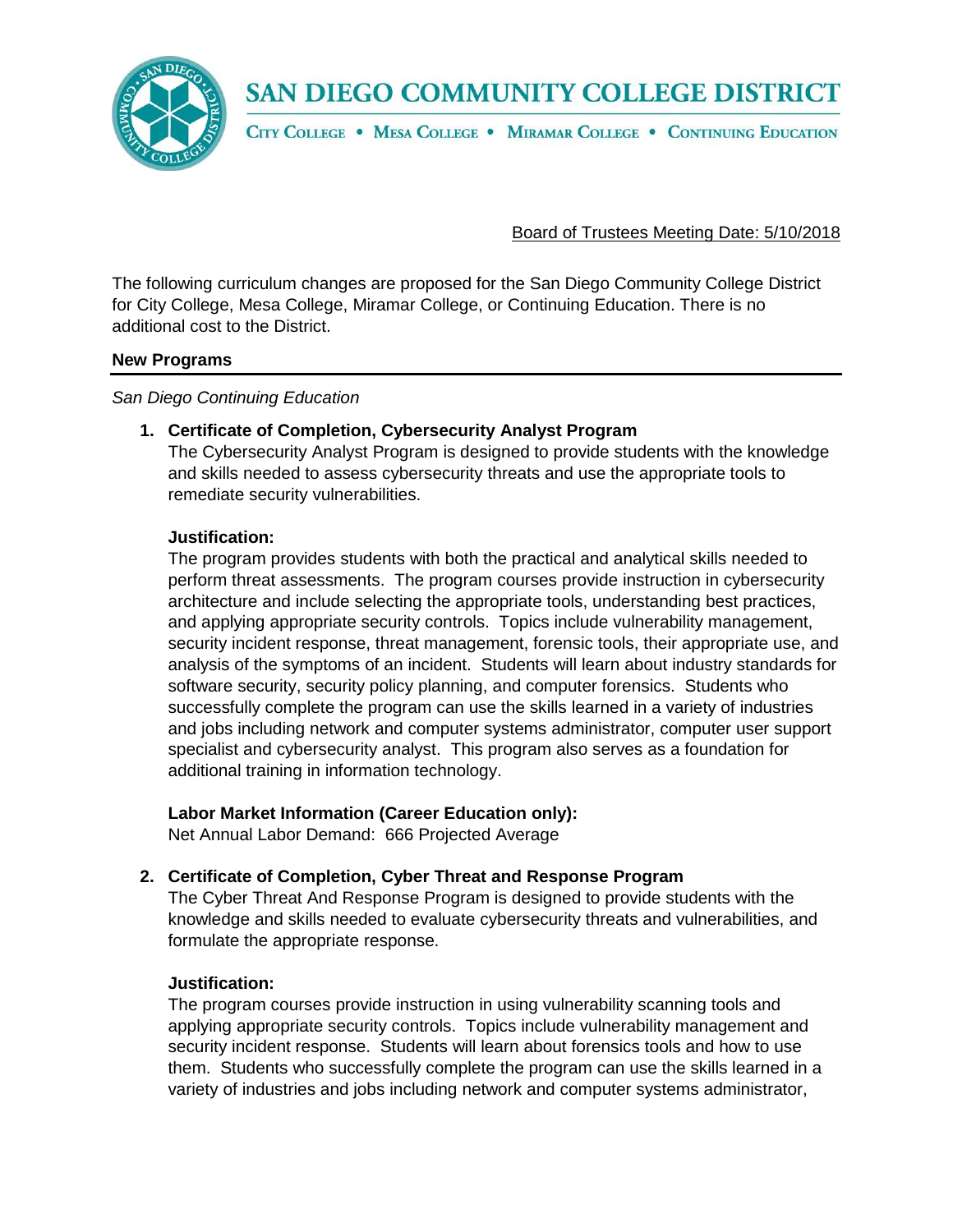# SAN DIEGO COMMUNITY COLLEGE DISTRICT

CITY COLLEGE • MESA COLLEGE • MIRAMAR COLLEGE • CONTINUING EDUCATION

Board of Trustees Meeting Date: 5/10/2018

The following curriculum changes are proposed for the San Diego Community College District for City College, Mesa College, Miramar College, or Continuing Education. There is no additional cost to the District.

## New Programs

*San Diego Continuing Education*

1. **Certificate of Completion, Cybersecurity Analyst Program**
   The Cybersecurity Analyst Program is designed to provide students with the knowledge and skills needed to assess cybersecurity threats and use the appropriate tools to remediate security vulnerabilities.

   **Justification:**
   The program provides students with both the practical and analytical skills needed to perform threat assessments. The program courses provide instruction in cybersecurity architecture and include selecting the appropriate tools, understanding best practices, and applying appropriate security controls. Topics include vulnerability management, security incident response, threat management, forensic tools, their appropriate use, and analysis of the symptoms of an incident. Students will learn about industry standards for software security, security policy planning, and computer forensics. Students who successfully complete the program can use the skills learned in a variety of industries and jobs including network and computer systems administrator, computer user support specialist and cybersecurity analyst. This program also serves as a foundation for additional training in information technology.

   **Labor Market Information (Career Education only):**
   Net Annual Labor Demand: 666 Projected Average

2. **Certificate of Completion, Cyber Threat and Response Program**
   The Cyber Threat And Response Program is designed to provide students with the knowledge and skills needed to evaluate cybersecurity threats and vulnerabilities, and formulate the appropriate response.

   **Justification:**
   The program courses provide instruction in using vulnerability scanning tools and applying appropriate security controls. Topics include vulnerability management and security incident response. Students will learn about forensics tools and how to use them. Students who successfully complete the program can use the skills learned in a variety of industries and jobs including network and computer systems administrator,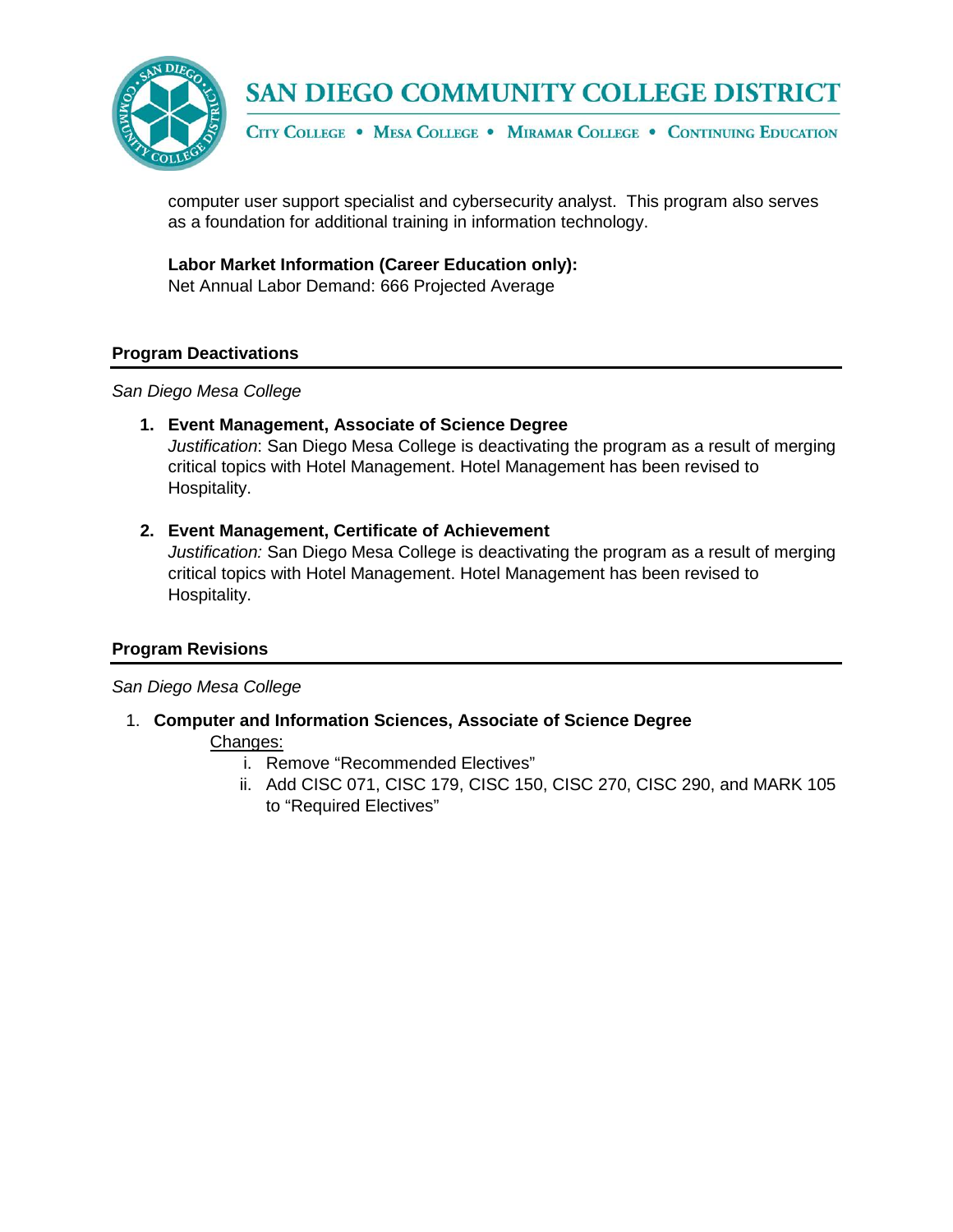computer user support specialist and cybersecurity analyst. This program also serves as a foundation for additional training in information technology.

**Labor Market Information (Career Education only):**
Net Annual Labor Demand: 666 Projected Average

## Program Deactivations

*San Diego Mesa College*

1. **Event Management, Associate of Science Degree**
   *Justification*: San Diego Mesa College is deactivating the program as a result of merging critical topics with Hotel Management. Hotel Management has been revised to Hospitality.

2. **Event Management, Certificate of Achievement**
   *Justification:* San Diego Mesa College is deactivating the program as a result of merging critical topics with Hotel Management. Hotel Management has been revised to Hospitality.

## Program Revisions

*San Diego Mesa College*

1. **Computer and Information Sciences, Associate of Science Degree**
   <u>Changes:</u>
   i. Remove “Recommended Electives”
   ii. Add CISC 071, CISC 179, CISC 150, CISC 270, CISC 290, and MARK 105 to “Required Electives”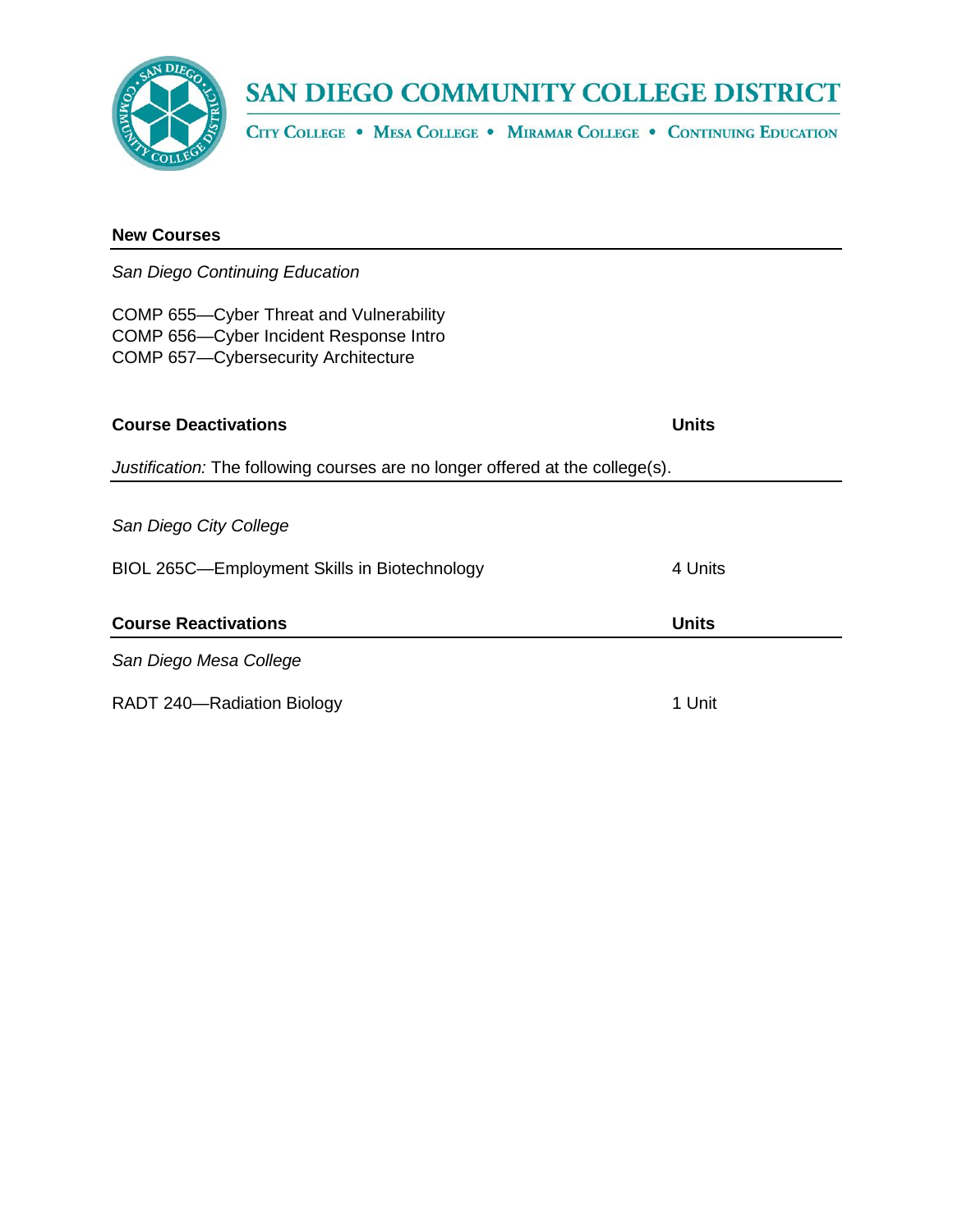## New Courses

*San Diego Continuing Education*

COMP 655—Cyber Threat and Vulnerability
COMP 656—Cyber Incident Response Intro
COMP 657—Cybersecurity Architecture

## Course Deactivations

*Justification:* The following courses are no longer offered at the college(s).

| Course Deactivations | Units |
| --- | --- |
| *San Diego City College* | |
| BIOL 265C—Employment Skills in Biotechnology | 4 Units |

## Course Reactivations

| Course Reactivations | Units |
| --- | --- |
| *San Diego Mesa College* | |
| RADT 240—Radiation Biology | 1 Unit |